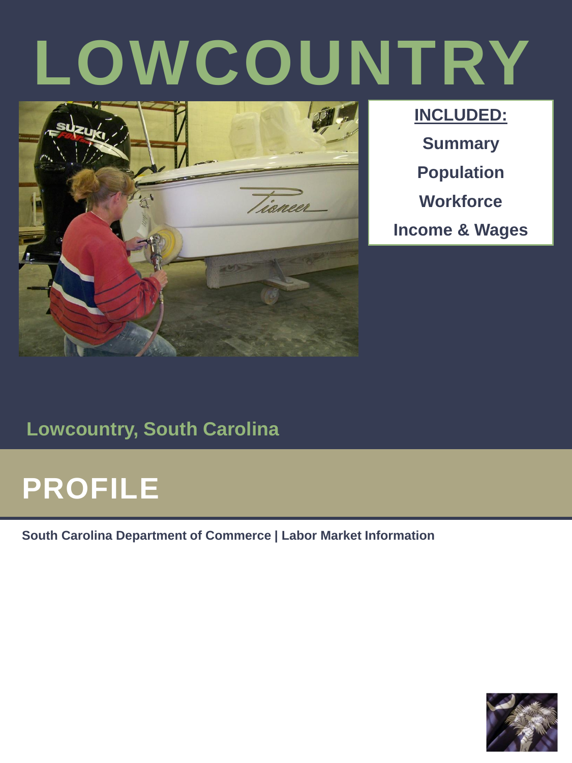# LOWCOUNTRY

**INCLUDED:**

**Summary**

**Population**

**Workforce**

**Income & Wages**

## Lowcountry, South Carolina

# PROFILE

**South Carolina Department of Commerce | Labor Market Information**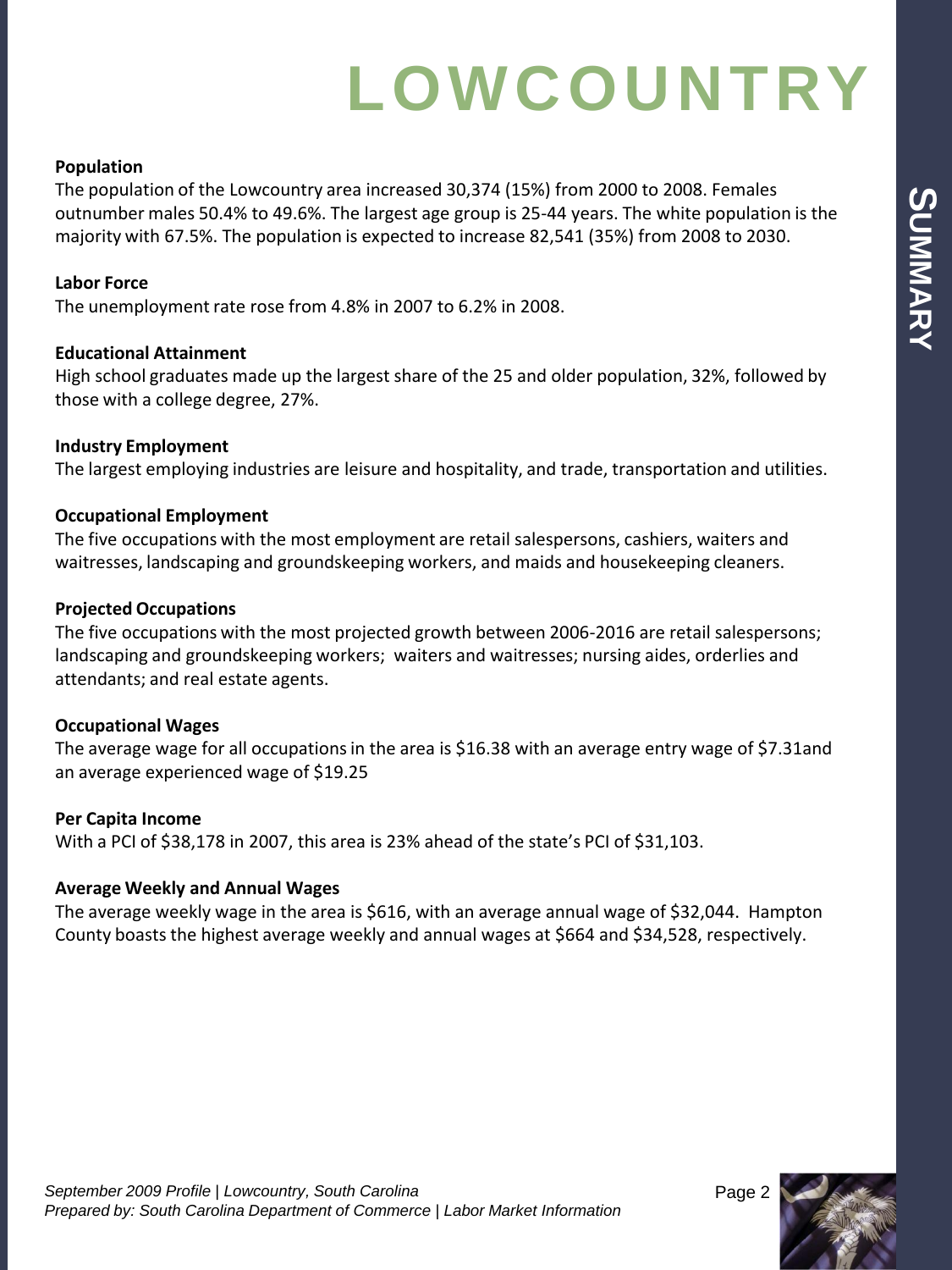# LOWCOUNTRY

## SUMMARY

**Population**

The population of the Lowcountry area increased 30,374 (15%) from 2000 to 2008. Females outnumber males 50.4% to 49.6%. The largest age group is 25-44 years. The white population is the majority with 67.5%. The population is expected to increase 82,541 (35%) from 2008 to 2030.

**Labor Force**

The unemployment rate rose from 4.8% in 2007 to 6.2% in 2008.

**Educational Attainment**

High school graduates made up the largest share of the 25 and older population, 32%, followed by those with a college degree, 27%.

**Industry Employment**

The largest employing industries are leisure and hospitality, and trade, transportation and utilities.

**Occupational Employment**

The five occupations with the most employment are retail salespersons, cashiers, waiters and waitresses, landscaping and groundskeeping workers, and maids and housekeeping cleaners.

**Projected Occupations**

The five occupations with the most projected growth between 2006-2016 are retail salespersons; landscaping and groundskeeping workers; waiters and waitresses; nursing aides, orderlies and attendants; and real estate agents.

**Occupational Wages**

The average wage for all occupations in the area is $16.38 with an average entry wage of $7.31and an average experienced wage of $19.25

**Per Capita Income**

With a PCI of $38,178 in 2007, this area is 23% ahead of the state's PCI of $31,103.

**Average Weekly and Annual Wages**

The average weekly wage in the area is $616, with an average annual wage of $32,044. Hampton County boasts the highest average weekly and annual wages at $664 and $34,528, respectively.

*September 2009 Profile | Lowcountry, South Carolina*
*Prepared by: South Carolina Department of Commerce | Labor Market Information*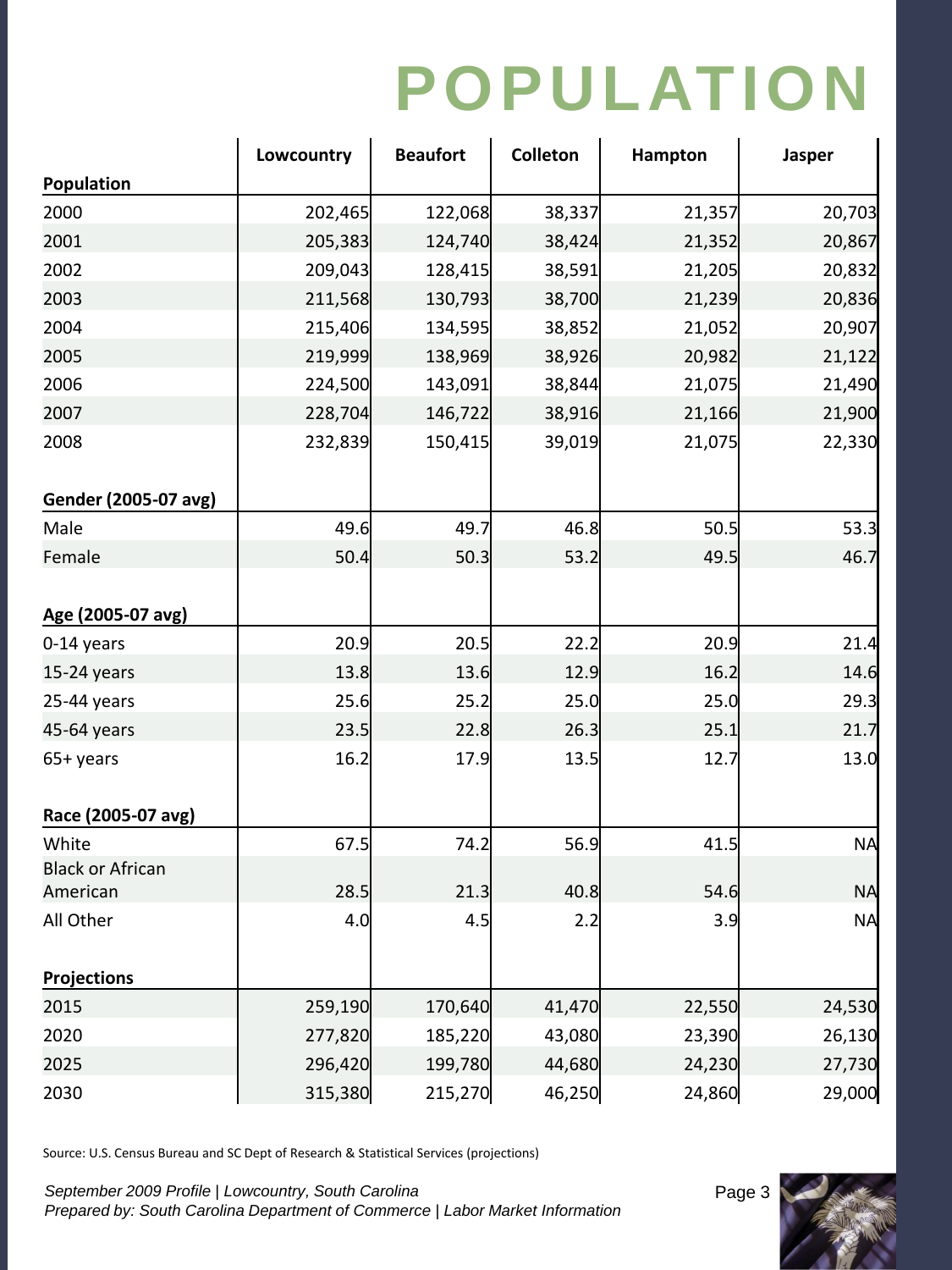# POPULATION

| Population | Lowcountry | Beaufort | Colleton | Hampton | Jasper |
|---|---|---|---|---|---|
| 2000 | 202,465 | 122,068 | 38,337 | 21,357 | 20,703 |
| 2001 | 205,383 | 124,740 | 38,424 | 21,352 | 20,867 |
| 2002 | 209,043 | 128,415 | 38,591 | 21,205 | 20,832 |
| 2003 | 211,568 | 130,793 | 38,700 | 21,239 | 20,836 |
| 2004 | 215,406 | 134,595 | 38,852 | 21,052 | 20,907 |
| 2005 | 219,999 | 138,969 | 38,926 | 20,982 | 21,122 |
| 2006 | 224,500 | 143,091 | 38,844 | 21,075 | 21,490 |
| 2007 | 228,704 | 146,722 | 38,916 | 21,166 | 21,900 |
| 2008 | 232,839 | 150,415 | 39,019 | 21,075 | 22,330 |
| **Gender (2005-07 avg)** | | | | | |
| Male | 49.6 | 49.7 | 46.8 | 50.5 | 53.3 |
| Female | 50.4 | 50.3 | 53.2 | 49.5 | 46.7 |
| **Age (2005-07 avg)** | | | | | |
| 0-14 years | 20.9 | 20.5 | 22.2 | 20.9 | 21.4 |
| 15-24 years | 13.8 | 13.6 | 12.9 | 16.2 | 14.6 |
| 25-44 years | 25.6 | 25.2 | 25.0 | 25.0 | 29.3 |
| 45-64 years | 23.5 | 22.8 | 26.3 | 25.1 | 21.7 |
| 65+ years | 16.2 | 17.9 | 13.5 | 12.7 | 13.0 |
| **Race (2005-07 avg)** | | | | | |
| White | 67.5 | 74.2 | 56.9 | 41.5 | NA |
| Black or African American | 28.5 | 21.3 | 40.8 | 54.6 | NA |
| All Other | 4.0 | 4.5 | 2.2 | 3.9 | NA |
| **Projections** | | | | | |
| 2015 | 259,190 | 170,640 | 41,470 | 22,550 | 24,530 |
| 2020 | 277,820 | 185,220 | 43,080 | 23,390 | 26,130 |
| 2025 | 296,420 | 199,780 | 44,680 | 24,230 | 27,730 |
| 2030 | 315,380 | 215,270 | 46,250 | 24,860 | 29,000 |

Source: U.S. Census Bureau and SC Dept of Research & Statistical Services (projections)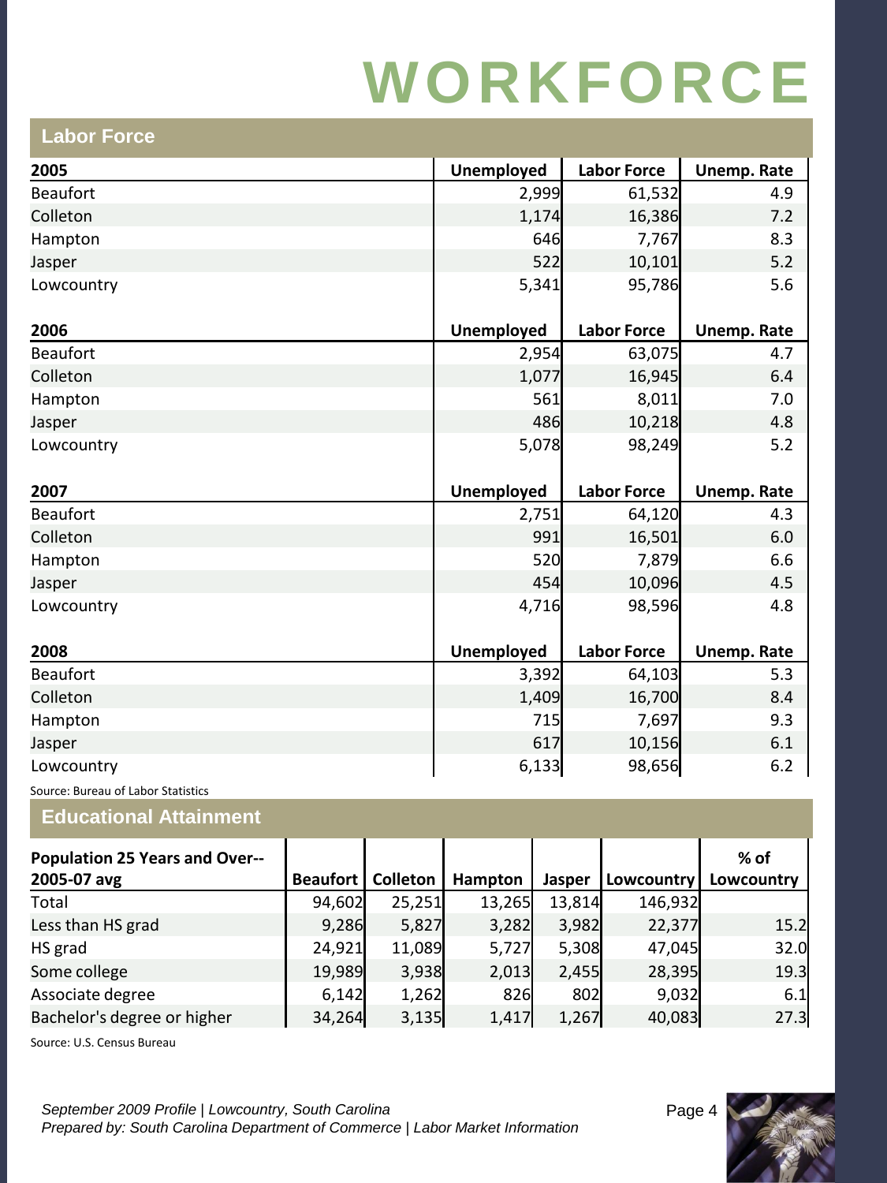# WORKFORCE

## Labor Force

| 2005 | Unemployed | Labor Force | Unemp. Rate |
|---|---|---|---|
| Beaufort | 2,999 | 61,532 | 4.9 |
| Colleton | 1,174 | 16,386 | 7.2 |
| Hampton | 646 | 7,767 | 8.3 |
| Jasper | 522 | 10,101 | 5.2 |
| Lowcountry | 5,341 | 95,786 | 5.6 |

| 2006 | Unemployed | Labor Force | Unemp. Rate |
|---|---|---|---|
| Beaufort | 2,954 | 63,075 | 4.7 |
| Colleton | 1,077 | 16,945 | 6.4 |
| Hampton | 561 | 8,011 | 7.0 |
| Jasper | 486 | 10,218 | 4.8 |
| Lowcountry | 5,078 | 98,249 | 5.2 |

| 2007 | Unemployed | Labor Force | Unemp. Rate |
|---|---|---|---|
| Beaufort | 2,751 | 64,120 | 4.3 |
| Colleton | 991 | 16,501 | 6.0 |
| Hampton | 520 | 7,879 | 6.6 |
| Jasper | 454 | 10,096 | 4.5 |
| Lowcountry | 4,716 | 98,596 | 4.8 |

| 2008 | Unemployed | Labor Force | Unemp. Rate |
|---|---|---|---|
| Beaufort | 3,392 | 64,103 | 5.3 |
| Colleton | 1,409 | 16,700 | 8.4 |
| Hampton | 715 | 7,697 | 9.3 |
| Jasper | 617 | 10,156 | 6.1 |
| Lowcountry | 6,133 | 98,656 | 6.2 |

Source: Bureau of Labor Statistics

## Educational Attainment

| Population 25 Years and Over-- 2005-07 avg | Beaufort | Colleton | Hampton | Jasper | Lowcountry | % of Lowcountry |
|---|---|---|---|---|---|---|
| Total | 94,602 | 25,251 | 13,265 | 13,814 | 146,932 | |
| Less than HS grad | 9,286 | 5,827 | 3,282 | 3,982 | 22,377 | 15.2 |
| HS grad | 24,921 | 11,089 | 5,727 | 5,308 | 47,045 | 32.0 |
| Some college | 19,989 | 3,938 | 2,013 | 2,455 | 28,395 | 19.3 |
| Associate degree | 6,142 | 1,262 | 826 | 802 | 9,032 | 6.1 |
| Bachelor's degree or higher | 34,264 | 3,135 | 1,417 | 1,267 | 40,083 | 27.3 |

Source: U.S. Census Bureau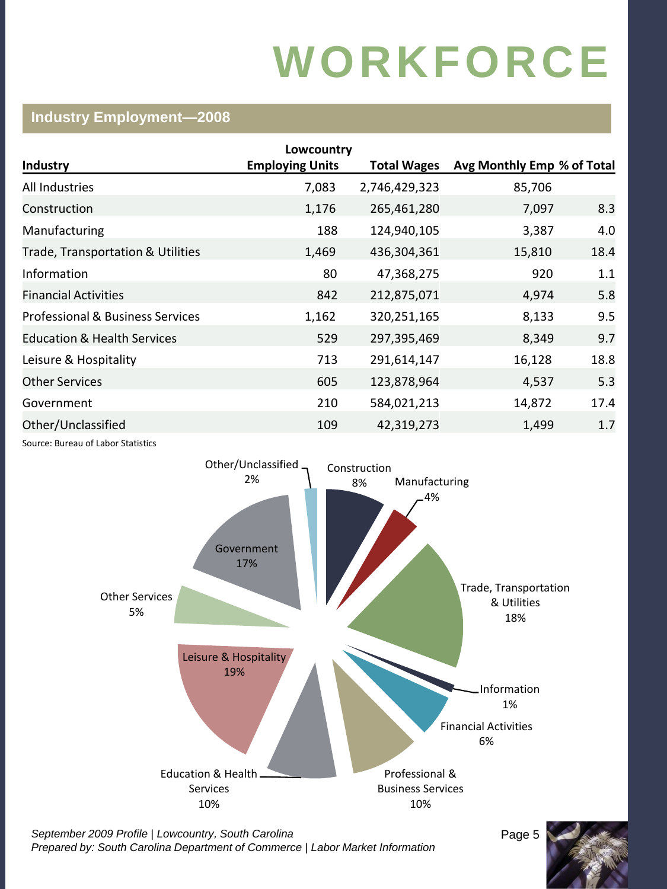# WORKFORCE

## Industry Employment—2008

| Industry | Lowcountry Employing Units | Total Wages | Avg Monthly Emp | % of Total |
|---|---|---|---|---|
| All Industries | 7,083 | 2,746,429,323 | 85,706 | |
| Construction | 1,176 | 265,461,280 | 7,097 | 8.3 |
| Manufacturing | 188 | 124,940,105 | 3,387 | 4.0 |
| Trade, Transportation & Utilities | 1,469 | 436,304,361 | 15,810 | 18.4 |
| Information | 80 | 47,368,275 | 920 | 1.1 |
| Financial Activities | 842 | 212,875,071 | 4,974 | 5.8 |
| Professional & Business Services | 1,162 | 320,251,165 | 8,133 | 9.5 |
| Education & Health Services | 529 | 297,395,469 | 8,349 | 9.7 |
| Leisure & Hospitality | 713 | 291,614,147 | 16,128 | 18.8 |
| Other Services | 605 | 123,878,964 | 4,537 | 5.3 |
| Government | 210 | 584,021,213 | 14,872 | 17.4 |
| Other/Unclassified | 109 | 42,319,273 | 1,499 | 1.7 |

Source: Bureau of Labor Statistics

Construction 8%, Manufacturing 4%, Trade, Transportation & Utilities 18%, Information 1%, Financial Activities 6%, Professional & Business Services 10%, Education & Health Services 10%, Leisure & Hospitality 19%, Other Services 5%, Government 17%, Other/Unclassified 2%

*September 2009 Profile | Lowcountry, South Carolina*
*Prepared by: South Carolina Department of Commerce | Labor Market Information*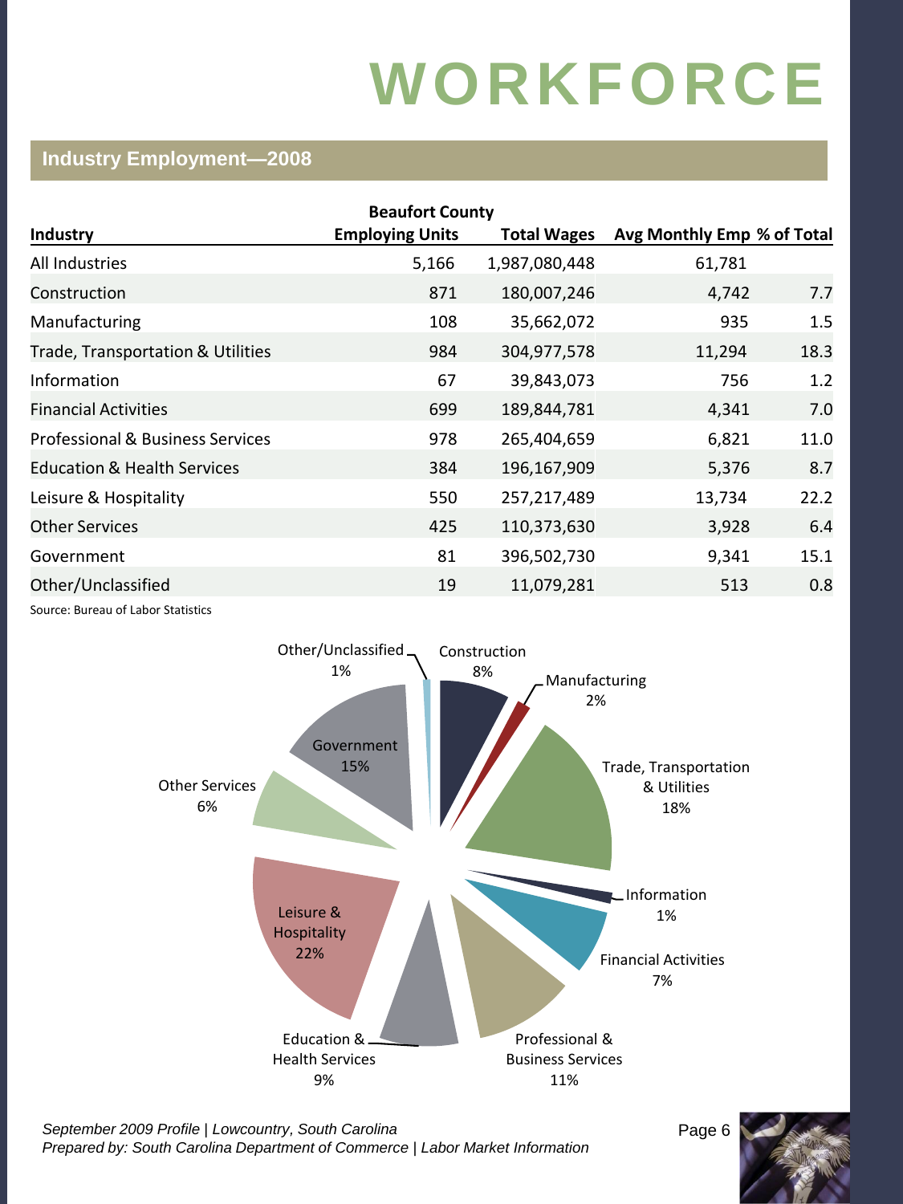# WORKFORCE

## Industry Employment—2008

| Industry | Beaufort County Employing Units | Total Wages | Avg Monthly Emp | % of Total |
|---|---|---|---|---|
| All Industries | 5,166 | 1,987,080,448 | 61,781 | |
| Construction | 871 | 180,007,246 | 4,742 | 7.7 |
| Manufacturing | 108 | 35,662,072 | 935 | 1.5 |
| Trade, Transportation & Utilities | 984 | 304,977,578 | 11,294 | 18.3 |
| Information | 67 | 39,843,073 | 756 | 1.2 |
| Financial Activities | 699 | 189,844,781 | 4,341 | 7.0 |
| Professional & Business Services | 978 | 265,404,659 | 6,821 | 11.0 |
| Education & Health Services | 384 | 196,167,909 | 5,376 | 8.7 |
| Leisure & Hospitality | 550 | 257,217,489 | 13,734 | 22.2 |
| Other Services | 425 | 110,373,630 | 3,928 | 6.4 |
| Government | 81 | 396,502,730 | 9,341 | 15.1 |
| Other/Unclassified | 19 | 11,079,281 | 513 | 0.8 |

Source: Bureau of Labor Statistics

Other/Unclassified 1%
Construction 8%
Manufacturing 2%
Trade, Transportation & Utilities 18%
Information 1%
Financial Activities 7%
Professional & Business Services 11%
Education & Health Services 9%
Leisure & Hospitality 22%
Other Services 6%
Government 15%

*September 2009 Profile | Lowcountry, South Carolina*
*Prepared by: South Carolina Department of Commerce | Labor Market Information*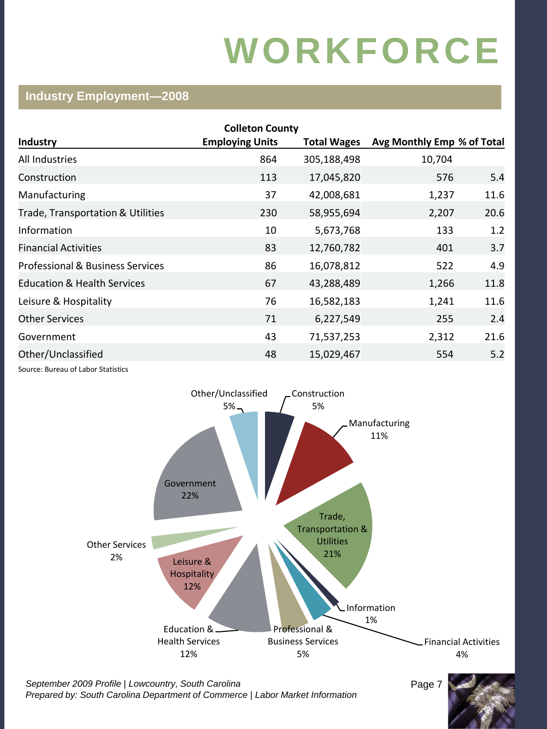# WORKFORCE

## Industry Employment—2008

| Industry | Colleton County Employing Units | Total Wages | Avg Monthly Emp | % of Total |
|---|---|---|---|---|
| All Industries | 864 | 305,188,498 | 10,704 | |
| Construction | 113 | 17,045,820 | 576 | 5.4 |
| Manufacturing | 37 | 42,008,681 | 1,237 | 11.6 |
| Trade, Transportation & Utilities | 230 | 58,955,694 | 2,207 | 20.6 |
| Information | 10 | 5,673,768 | 133 | 1.2 |
| Financial Activities | 83 | 12,760,782 | 401 | 3.7 |
| Professional & Business Services | 86 | 16,078,812 | 522 | 4.9 |
| Education & Health Services | 67 | 43,288,489 | 1,266 | 11.8 |
| Leisure & Hospitality | 76 | 16,582,183 | 1,241 | 11.6 |
| Other Services | 71 | 6,227,549 | 255 | 2.4 |
| Government | 43 | 71,537,253 | 2,312 | 21.6 |
| Other/Unclassified | 48 | 15,029,467 | 554 | 5.2 |

Source: Bureau of Labor Statistics

Other/Unclassified 5%
Construction 5%
Manufacturing 11%
Trade, Transportation & Utilities 21%
Information 1%
Financial Activities 4%
Professional & Business Services 5%
Education & Health Services 12%
Leisure & Hospitality 12%
Other Services 2%
Government 22%

*September 2009 Profile | Lowcountry, South Carolina*
*Prepared by: South Carolina Department of Commerce | Labor Market Information*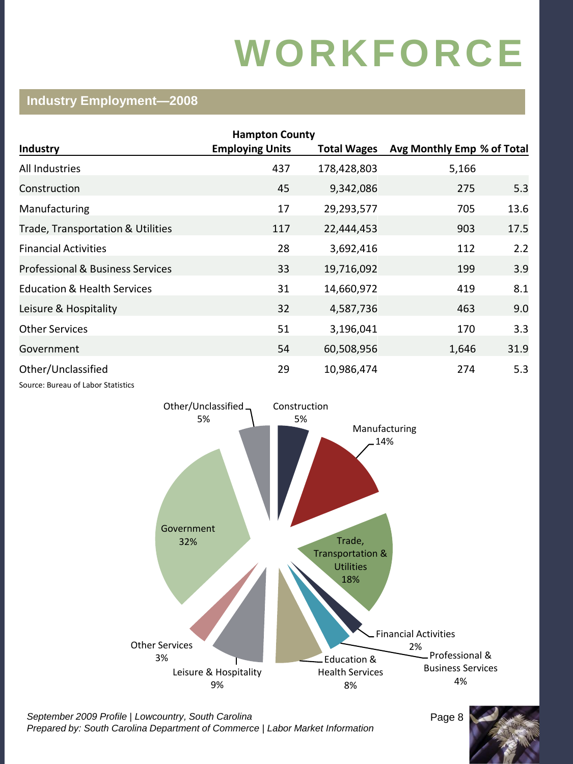# WORKFORCE

## Industry Employment—2008

| Industry | Hampton County Employing Units | Total Wages | Avg Monthly Emp | % of Total |
|---|---|---|---|---|
| All Industries | 437 | 178,428,803 | 5,166 | |
| Construction | 45 | 9,342,086 | 275 | 5.3 |
| Manufacturing | 17 | 29,293,577 | 705 | 13.6 |
| Trade, Transportation & Utilities | 117 | 22,444,453 | 903 | 17.5 |
| Financial Activities | 28 | 3,692,416 | 112 | 2.2 |
| Professional & Business Services | 33 | 19,716,092 | 199 | 3.9 |
| Education & Health Services | 31 | 14,660,972 | 419 | 8.1 |
| Leisure & Hospitality | 32 | 4,587,736 | 463 | 9.0 |
| Other Services | 51 | 3,196,041 | 170 | 3.3 |
| Government | 54 | 60,508,956 | 1,646 | 31.9 |
| Other/Unclassified | 29 | 10,986,474 | 274 | 5.3 |

Source: Bureau of Labor Statistics

Construction 5%
Manufacturing 14%
Trade, Transportation & Utilities 18%
Financial Activities 2%
Professional & Business Services 4%
Education & Health Services 8%
Leisure & Hospitality 9%
Other Services 3%
Government 32%
Other/Unclassified 5%

*September 2009 Profile | Lowcountry, South Carolina*
*Prepared by: South Carolina Department of Commerce | Labor Market Information*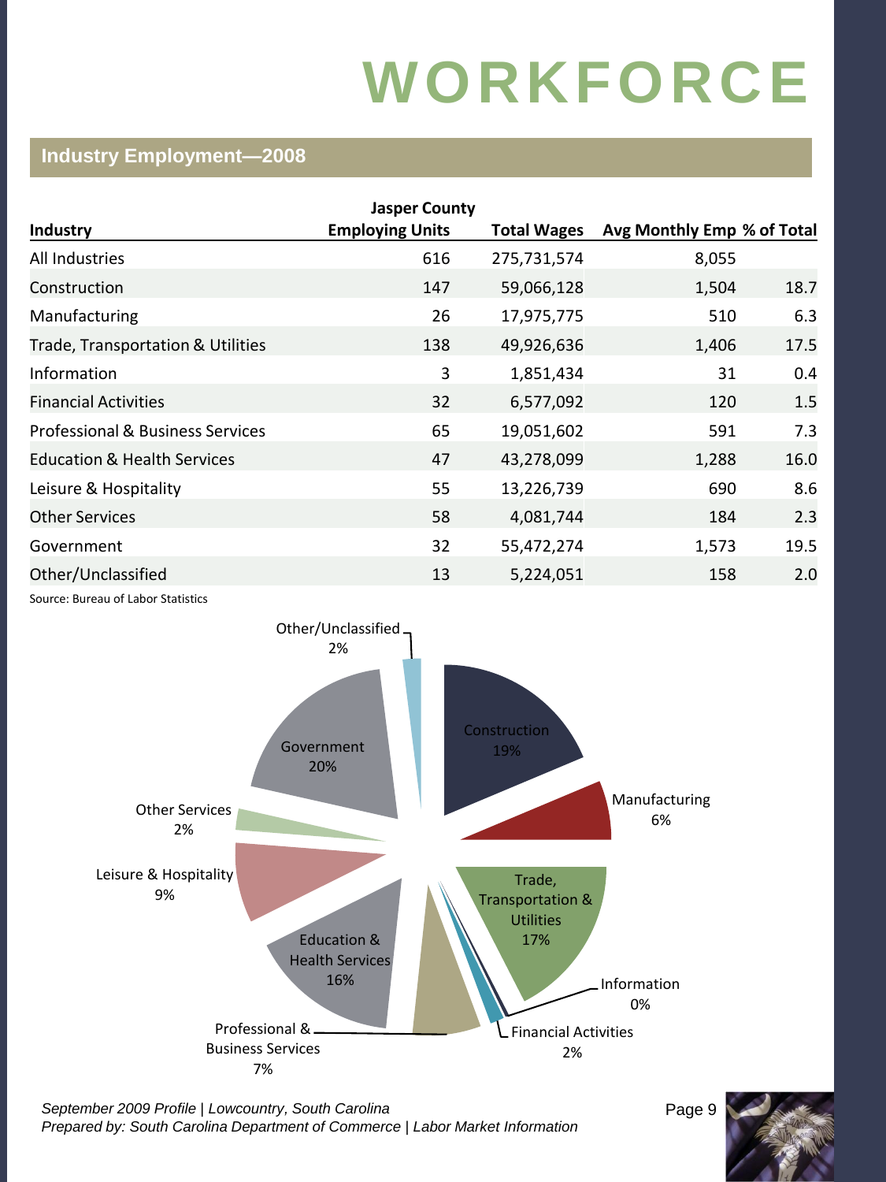# WORKFORCE

## Industry Employment—2008

| Industry | Jasper County Employing Units | Total Wages | Avg Monthly Emp | % of Total |
|---|---|---|---|---|
| All Industries | 616 | 275,731,574 | 8,055 | |
| Construction | 147 | 59,066,128 | 1,504 | 18.7 |
| Manufacturing | 26 | 17,975,775 | 510 | 6.3 |
| Trade, Transportation & Utilities | 138 | 49,926,636 | 1,406 | 17.5 |
| Information | 3 | 1,851,434 | 31 | 0.4 |
| Financial Activities | 32 | 6,577,092 | 120 | 1.5 |
| Professional & Business Services | 65 | 19,051,602 | 591 | 7.3 |
| Education & Health Services | 47 | 43,278,099 | 1,288 | 16.0 |
| Leisure & Hospitality | 55 | 13,226,739 | 690 | 8.6 |
| Other Services | 58 | 4,081,744 | 184 | 2.3 |
| Government | 32 | 55,472,274 | 1,573 | 19.5 |
| Other/Unclassified | 13 | 5,224,051 | 158 | 2.0 |

Source: Bureau of Labor Statistics

Construction 19%, Manufacturing 6%, Trade, Transportation & Utilities 17%, Information 0%, Financial Activities 2%, Professional & Business Services 7%, Education & Health Services 16%, Leisure & Hospitality 9%, Other Services 2%, Government 20%, Other/Unclassified 2%

*September 2009 Profile | Lowcountry, South Carolina*
*Prepared by: South Carolina Department of Commerce | Labor Market Information*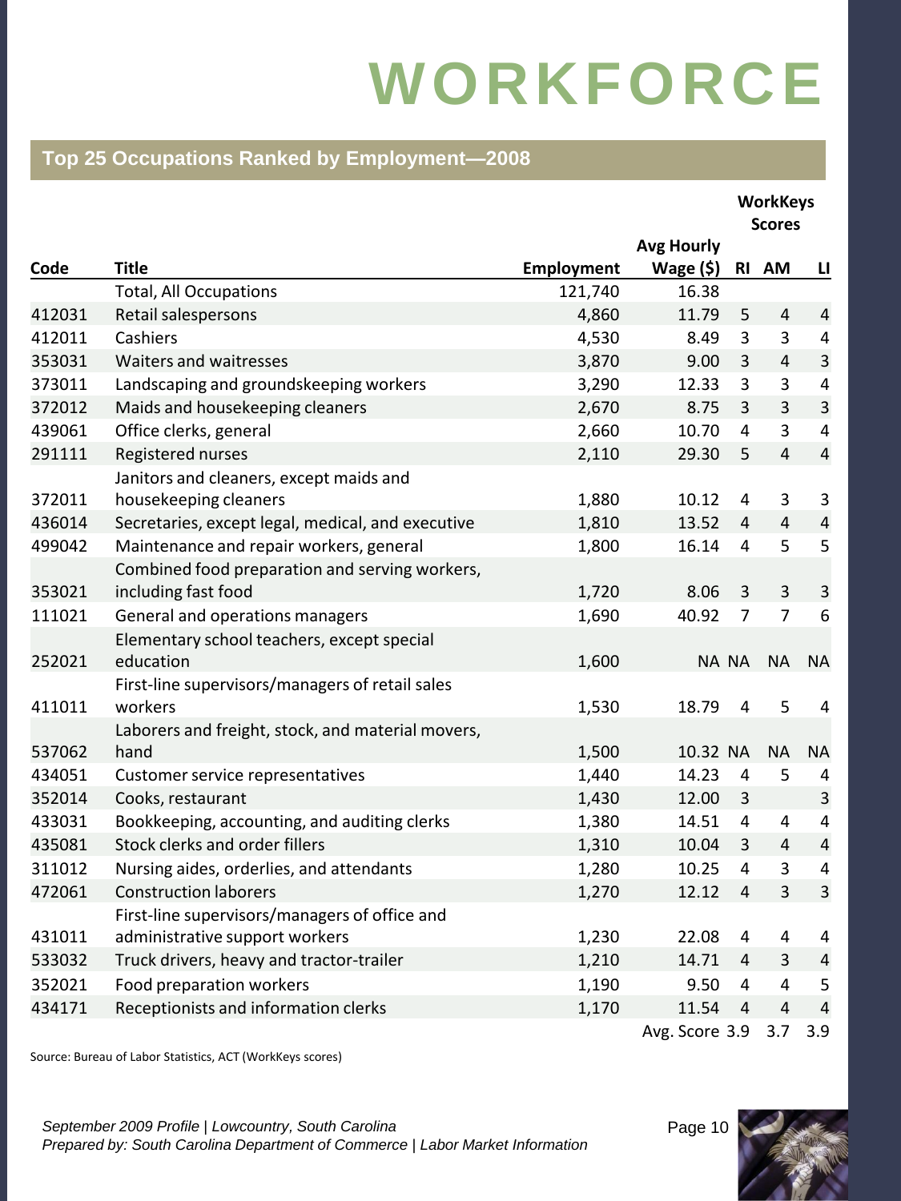# WORKFORCE

## Top 25 Occupations Ranked by Employment—2008

| Code | Title | Employment | Avg Hourly Wage ($) | WorkKeys Scores RI | WorkKeys Scores AM | WorkKeys Scores LI |
|---|---|---|---|---|---|---|
| | Total, All Occupations | 121,740 | 16.38 | | | |
| 412031 | Retail salespersons | 4,860 | 11.79 | 5 | 4 | 4 |
| 412011 | Cashiers | 4,530 | 8.49 | 3 | 3 | 4 |
| 353031 | Waiters and waitresses | 3,870 | 9.00 | 3 | 4 | 3 |
| 373011 | Landscaping and groundskeeping workers | 3,290 | 12.33 | 3 | 3 | 4 |
| 372012 | Maids and housekeeping cleaners | 2,670 | 8.75 | 3 | 3 | 3 |
| 439061 | Office clerks, general | 2,660 | 10.70 | 4 | 3 | 4 |
| 291111 | Registered nurses | 2,110 | 29.30 | 5 | 4 | 4 |
| 372011 | Janitors and cleaners, except maids and housekeeping cleaners | 1,880 | 10.12 | 4 | 3 | 3 |
| 436014 | Secretaries, except legal, medical, and executive | 1,810 | 13.52 | 4 | 4 | 4 |
| 499042 | Maintenance and repair workers, general | 1,800 | 16.14 | 4 | 5 | 5 |
| 353021 | Combined food preparation and serving workers, including fast food | 1,720 | 8.06 | 3 | 3 | 3 |
| 111021 | General and operations managers | 1,690 | 40.92 | 7 | 7 | 6 |
| 252021 | Elementary school teachers, except special education | 1,600 | NA | NA | NA | NA |
| 411011 | First-line supervisors/managers of retail sales workers | 1,530 | 18.79 | 4 | 5 | 4 |
| 537062 | Laborers and freight, stock, and material movers, hand | 1,500 | 10.32 | NA | NA | NA |
| 434051 | Customer service representatives | 1,440 | 14.23 | 4 | 5 | 4 |
| 352014 | Cooks, restaurant | 1,430 | 12.00 | 3 | | 3 |
| 433031 | Bookkeeping, accounting, and auditing clerks | 1,380 | 14.51 | 4 | 4 | 4 |
| 435081 | Stock clerks and order fillers | 1,310 | 10.04 | 3 | 4 | 4 |
| 311012 | Nursing aides, orderlies, and attendants | 1,280 | 10.25 | 4 | 3 | 4 |
| 472061 | Construction laborers | 1,270 | 12.12 | 4 | 3 | 3 |
| 431011 | First-line supervisors/managers of office and administrative support workers | 1,230 | 22.08 | 4 | 4 | 4 |
| 533032 | Truck drivers, heavy and tractor-trailer | 1,210 | 14.71 | 4 | 3 | 4 |
| 352021 | Food preparation workers | 1,190 | 9.50 | 4 | 4 | 5 |
| 434171 | Receptionists and information clerks | 1,170 | 11.54 | 4 | 4 | 4 |
| | | | Avg. Score | 3.9 | 3.7 | 3.9 |

Source: Bureau of Labor Statistics, ACT (WorkKeys scores)

*September 2009 Profile | Lowcountry, South Carolina*
*Prepared by: South Carolina Department of Commerce | Labor Market Information*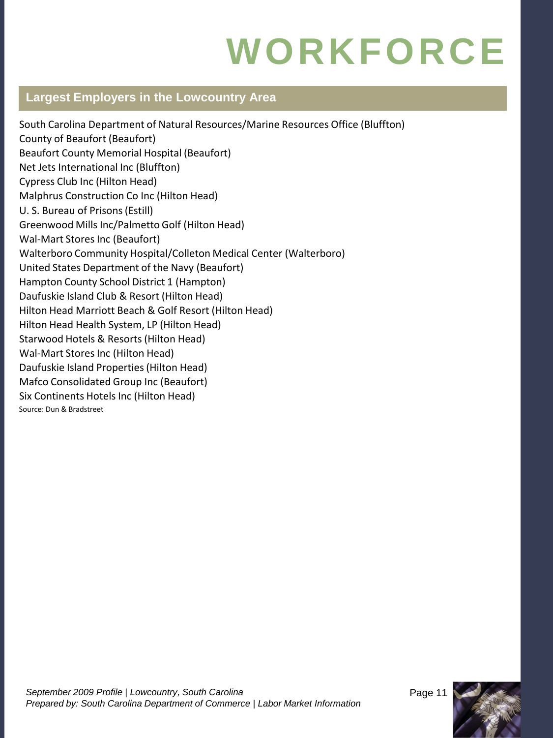# WORKFORCE

## Largest Employers in the Lowcountry Area

South Carolina Department of Natural Resources/Marine Resources Office (Bluffton)
County of Beaufort (Beaufort)
Beaufort County Memorial Hospital (Beaufort)
Net Jets International Inc (Bluffton)
Cypress Club Inc (Hilton Head)
Malphrus Construction Co Inc (Hilton Head)
U. S. Bureau of Prisons (Estill)
Greenwood Mills Inc/Palmetto Golf (Hilton Head)
Wal-Mart Stores Inc (Beaufort)
Walterboro Community Hospital/Colleton Medical Center (Walterboro)
United States Department of the Navy (Beaufort)
Hampton County School District 1 (Hampton)
Daufuskie Island Club & Resort (Hilton Head)
Hilton Head Marriott Beach & Golf Resort (Hilton Head)
Hilton Head Health System, LP (Hilton Head)
Starwood Hotels & Resorts (Hilton Head)
Wal-Mart Stores Inc (Hilton Head)
Daufuskie Island Properties (Hilton Head)
Mafco Consolidated Group Inc (Beaufort)
Six Continents Hotels Inc (Hilton Head)

Source: Dun & Bradstreet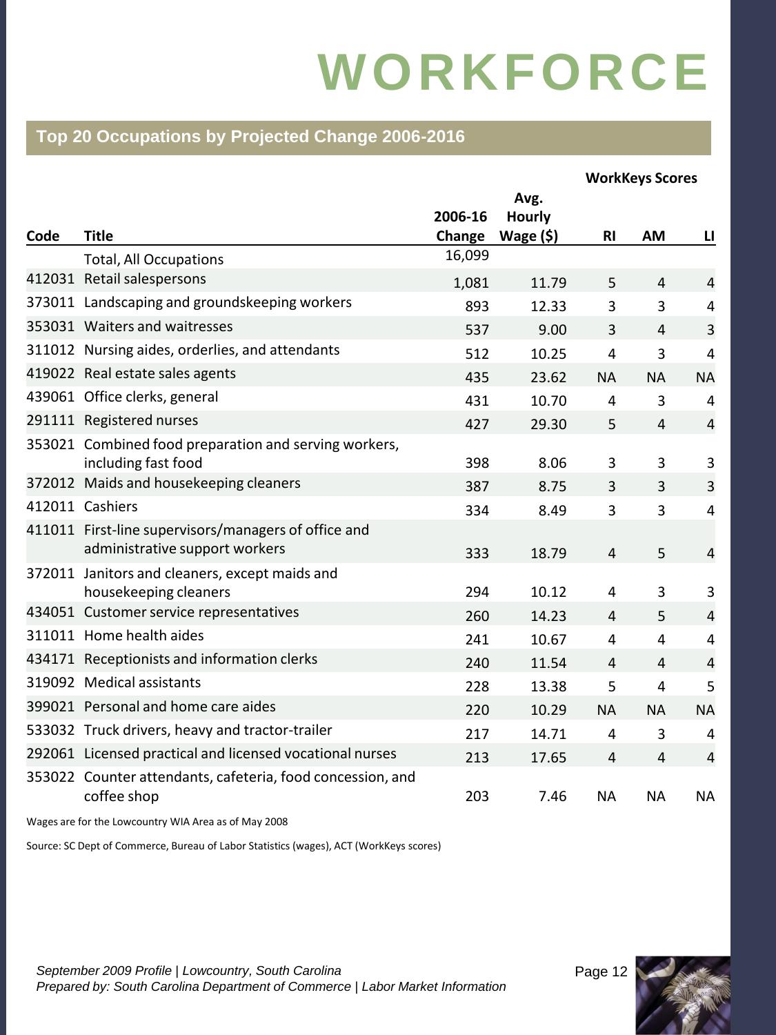# WORKFORCE

## Top 20 Occupations by Projected Change 2006-2016

| Code | Title | 2006-16 Change | Avg. Hourly Wage ($) | WorkKeys Scores RI | AM | LI |
|---|---|---|---|---|---|---|
| | Total, All Occupations | 16,099 | | | | |
| 412031 | Retail salespersons | 1,081 | 11.79 | 5 | 4 | 4 |
| 373011 | Landscaping and groundskeeping workers | 893 | 12.33 | 3 | 3 | 4 |
| 353031 | Waiters and waitresses | 537 | 9.00 | 3 | 4 | 3 |
| 311012 | Nursing aides, orderlies, and attendants | 512 | 10.25 | 4 | 3 | 4 |
| 419022 | Real estate sales agents | 435 | 23.62 | NA | NA | NA |
| 439061 | Office clerks, general | 431 | 10.70 | 4 | 3 | 4 |
| 291111 | Registered nurses | 427 | 29.30 | 5 | 4 | 4 |
| 353021 | Combined food preparation and serving workers, including fast food | 398 | 8.06 | 3 | 3 | 3 |
| 372012 | Maids and housekeeping cleaners | 387 | 8.75 | 3 | 3 | 3 |
| 412011 | Cashiers | 334 | 8.49 | 3 | 3 | 4 |
| 411011 | First-line supervisors/managers of office and administrative support workers | 333 | 18.79 | 4 | 5 | 4 |
| 372011 | Janitors and cleaners, except maids and housekeeping cleaners | 294 | 10.12 | 4 | 3 | 3 |
| 434051 | Customer service representatives | 260 | 14.23 | 4 | 5 | 4 |
| 311011 | Home health aides | 241 | 10.67 | 4 | 4 | 4 |
| 434171 | Receptionists and information clerks | 240 | 11.54 | 4 | 4 | 4 |
| 319092 | Medical assistants | 228 | 13.38 | 5 | 4 | 5 |
| 399021 | Personal and home care aides | 220 | 10.29 | NA | NA | NA |
| 533032 | Truck drivers, heavy and tractor-trailer | 217 | 14.71 | 4 | 3 | 4 |
| 292061 | Licensed practical and licensed vocational nurses | 213 | 17.65 | 4 | 4 | 4 |
| 353022 | Counter attendants, cafeteria, food concession, and coffee shop | 203 | 7.46 | NA | NA | NA |

Wages are for the Lowcountry WIA Area as of May 2008

Source: SC Dept of Commerce, Bureau of Labor Statistics (wages), ACT (WorkKeys scores)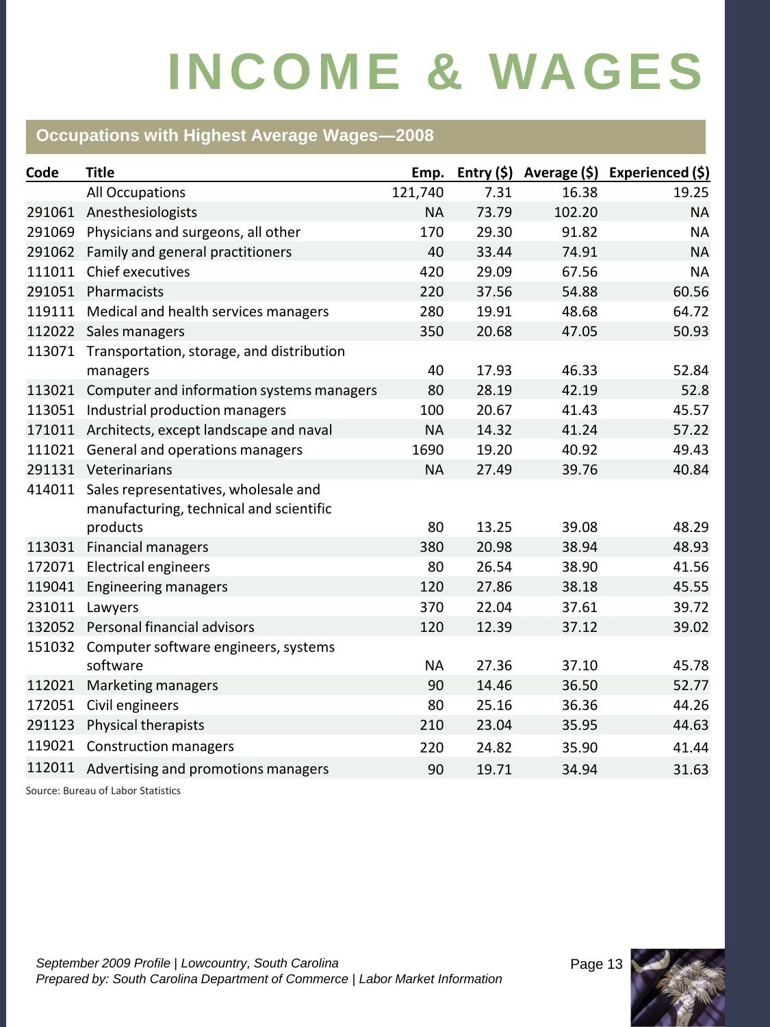# INCOME & WAGES

## Occupations with Highest Average Wages—2008

| Code | Title | Emp. | Entry ($) | Average ($) | Experienced ($) |
|---|---|---|---|---|---|
| | All Occupations | 121,740 | 7.31 | 16.38 | 19.25 |
| 291061 | Anesthesiologists | NA | 73.79 | 102.20 | NA |
| 291069 | Physicians and surgeons, all other | 170 | 29.30 | 91.82 | NA |
| 291062 | Family and general practitioners | 40 | 33.44 | 74.91 | NA |
| 111011 | Chief executives | 420 | 29.09 | 67.56 | NA |
| 291051 | Pharmacists | 220 | 37.56 | 54.88 | 60.56 |
| 119111 | Medical and health services managers | 280 | 19.91 | 48.68 | 64.72 |
| 112022 | Sales managers | 350 | 20.68 | 47.05 | 50.93 |
| 113071 | Transportation, storage, and distribution managers | 40 | 17.93 | 46.33 | 52.84 |
| 113021 | Computer and information systems managers | 80 | 28.19 | 42.19 | 52.8 |
| 113051 | Industrial production managers | 100 | 20.67 | 41.43 | 45.57 |
| 171011 | Architects, except landscape and naval | NA | 14.32 | 41.24 | 57.22 |
| 111021 | General and operations managers | 1690 | 19.20 | 40.92 | 49.43 |
| 291131 | Veterinarians | NA | 27.49 | 39.76 | 40.84 |
| 414011 | Sales representatives, wholesale and manufacturing, technical and scientific products | 80 | 13.25 | 39.08 | 48.29 |
| 113031 | Financial managers | 380 | 20.98 | 38.94 | 48.93 |
| 172071 | Electrical engineers | 80 | 26.54 | 38.90 | 41.56 |
| 119041 | Engineering managers | 120 | 27.86 | 38.18 | 45.55 |
| 231011 | Lawyers | 370 | 22.04 | 37.61 | 39.72 |
| 132052 | Personal financial advisors | 120 | 12.39 | 37.12 | 39.02 |
| 151032 | Computer software engineers, systems software | NA | 27.36 | 37.10 | 45.78 |
| 112021 | Marketing managers | 90 | 14.46 | 36.50 | 52.77 |
| 172051 | Civil engineers | 80 | 25.16 | 36.36 | 44.26 |
| 291123 | Physical therapists | 210 | 23.04 | 35.95 | 44.63 |
| 119021 | Construction managers | 220 | 24.82 | 35.90 | 41.44 |
| 112011 | Advertising and promotions managers | 90 | 19.71 | 34.94 | 31.63 |

Source: Bureau of Labor Statistics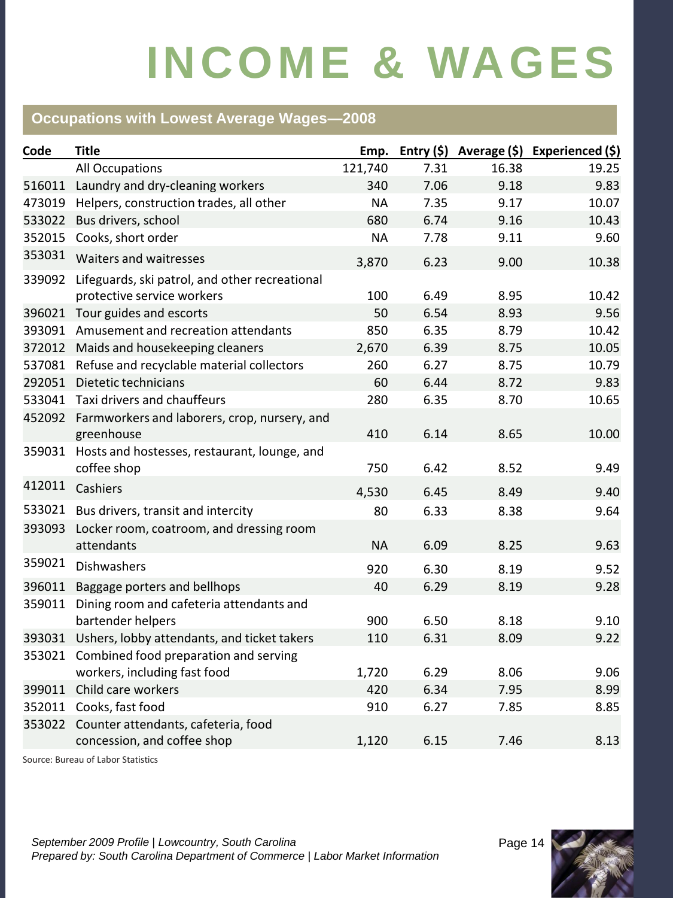# INCOME & WAGES

## Occupations with Lowest Average Wages—2008

| Code | Title | Emp. | Entry ($) | Average ($) | Experienced ($) |
|---|---|---|---|---|---|
| | All Occupations | 121,740 | 7.31 | 16.38 | 19.25 |
| 516011 | Laundry and dry-cleaning workers | 340 | 7.06 | 9.18 | 9.83 |
| 473019 | Helpers, construction trades, all other | NA | 7.35 | 9.17 | 10.07 |
| 533022 | Bus drivers, school | 680 | 6.74 | 9.16 | 10.43 |
| 352015 | Cooks, short order | NA | 7.78 | 9.11 | 9.60 |
| 353031 | Waiters and waitresses | 3,870 | 6.23 | 9.00 | 10.38 |
| 339092 | Lifeguards, ski patrol, and other recreational protective service workers | 100 | 6.49 | 8.95 | 10.42 |
| 396021 | Tour guides and escorts | 50 | 6.54 | 8.93 | 9.56 |
| 393091 | Amusement and recreation attendants | 850 | 6.35 | 8.79 | 10.42 |
| 372012 | Maids and housekeeping cleaners | 2,670 | 6.39 | 8.75 | 10.05 |
| 537081 | Refuse and recyclable material collectors | 260 | 6.27 | 8.75 | 10.79 |
| 292051 | Dietetic technicians | 60 | 6.44 | 8.72 | 9.83 |
| 533041 | Taxi drivers and chauffeurs | 280 | 6.35 | 8.70 | 10.65 |
| 452092 | Farmworkers and laborers, crop, nursery, and greenhouse | 410 | 6.14 | 8.65 | 10.00 |
| 359031 | Hosts and hostesses, restaurant, lounge, and coffee shop | 750 | 6.42 | 8.52 | 9.49 |
| 412011 | Cashiers | 4,530 | 6.45 | 8.49 | 9.40 |
| 533021 | Bus drivers, transit and intercity | 80 | 6.33 | 8.38 | 9.64 |
| 393093 | Locker room, coatroom, and dressing room attendants | NA | 6.09 | 8.25 | 9.63 |
| 359021 | Dishwashers | 920 | 6.30 | 8.19 | 9.52 |
| 396011 | Baggage porters and bellhops | 40 | 6.29 | 8.19 | 9.28 |
| 359011 | Dining room and cafeteria attendants and bartender helpers | 900 | 6.50 | 8.18 | 9.10 |
| 393031 | Ushers, lobby attendants, and ticket takers | 110 | 6.31 | 8.09 | 9.22 |
| 353021 | Combined food preparation and serving workers, including fast food | 1,720 | 6.29 | 8.06 | 9.06 |
| 399011 | Child care workers | 420 | 6.34 | 7.95 | 8.99 |
| 352011 | Cooks, fast food | 910 | 6.27 | 7.85 | 8.85 |
| 353022 | Counter attendants, cafeteria, food concession, and coffee shop | 1,120 | 6.15 | 7.46 | 8.13 |

Source: Bureau of Labor Statistics

*September 2009 Profile | Lowcountry, South Carolina*
*Prepared by: South Carolina Department of Commerce | Labor Market Information*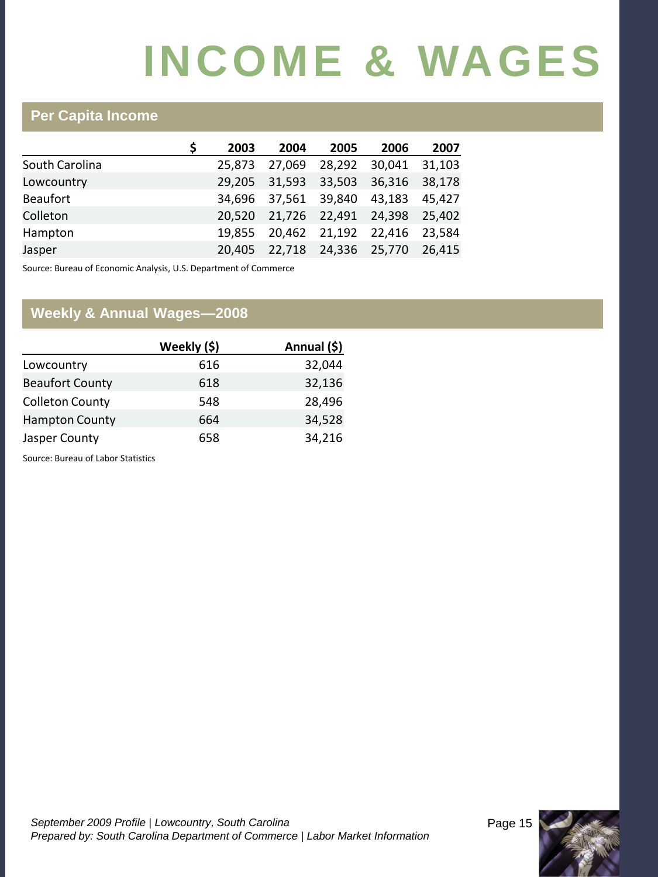# INCOME & WAGES

## Per Capita Income

| $ | 2003 | 2004 | 2005 | 2006 | 2007 |
|---|---|---|---|---|---|
| South Carolina | 25,873 | 27,069 | 28,292 | 30,041 | 31,103 |
| Lowcountry | 29,205 | 31,593 | 33,503 | 36,316 | 38,178 |
| Beaufort | 34,696 | 37,561 | 39,840 | 43,183 | 45,427 |
| Colleton | 20,520 | 21,726 | 22,491 | 24,398 | 25,402 |
| Hampton | 19,855 | 20,462 | 21,192 | 22,416 | 23,584 |
| Jasper | 20,405 | 22,718 | 24,336 | 25,770 | 26,415 |

Source: Bureau of Economic Analysis, U.S. Department of Commerce

## Weekly & Annual Wages—2008

| | Weekly ($) | Annual ($) |
|---|---|---|
| Lowcountry | 616 | 32,044 |
| Beaufort County | 618 | 32,136 |
| Colleton County | 548 | 28,496 |
| Hampton County | 664 | 34,528 |
| Jasper County | 658 | 34,216 |

Source: Bureau of Labor Statistics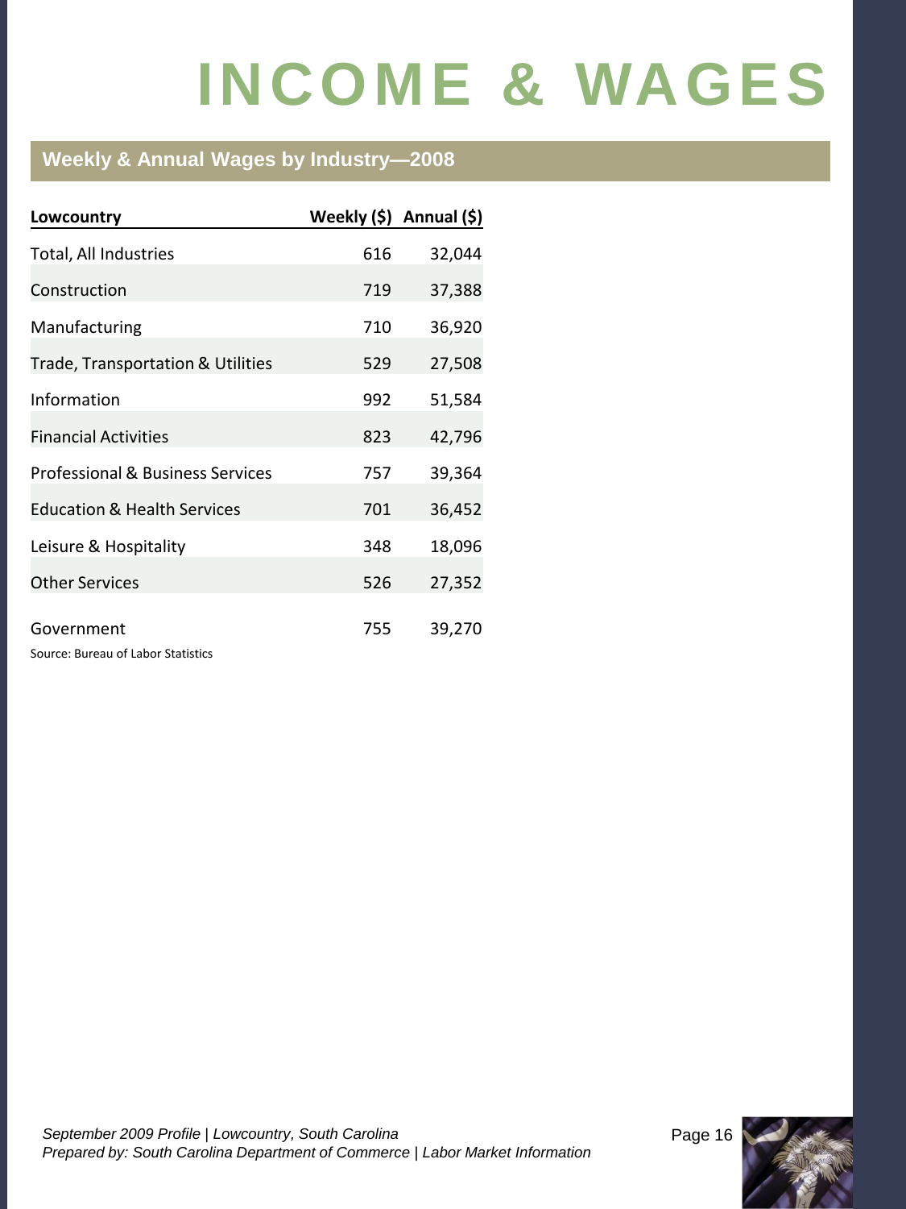# INCOME & WAGES

## Weekly & Annual Wages by Industry—2008

| Lowcountry | Weekly ($) | Annual ($) |
|---|---|---|
| Total, All Industries | 616 | 32,044 |
| Construction | 719 | 37,388 |
| Manufacturing | 710 | 36,920 |
| Trade, Transportation & Utilities | 529 | 27,508 |
| Information | 992 | 51,584 |
| Financial Activities | 823 | 42,796 |
| Professional & Business Services | 757 | 39,364 |
| Education & Health Services | 701 | 36,452 |
| Leisure & Hospitality | 348 | 18,096 |
| Other Services | 526 | 27,352 |
| Government | 755 | 39,270 |

Source: Bureau of Labor Statistics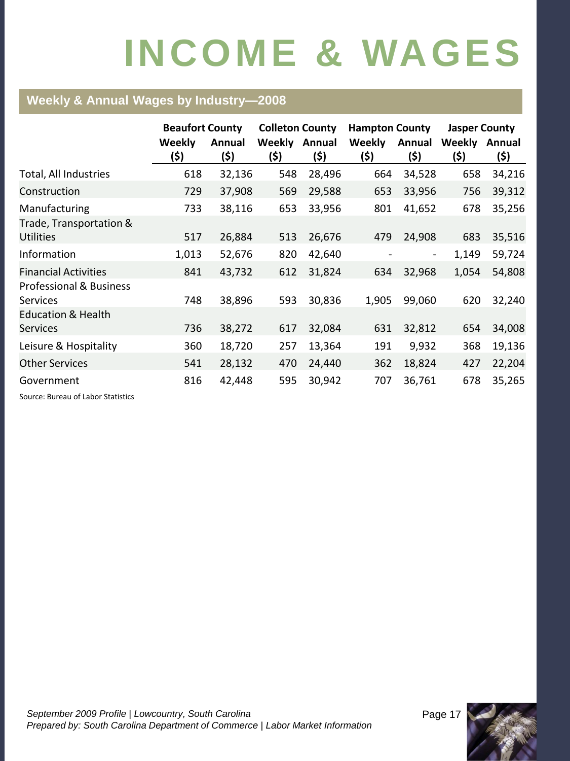# INCOME & WAGES

## Weekly & Annual Wages by Industry—2008

| | Beaufort County | | Colleton County | | Hampton County | | Jasper County | |
|---|---|---|---|---|---|---|---|---|
| | Weekly ($) | Annual ($) | Weekly ($) | Annual ($) | Weekly ($) | Annual ($) | Weekly ($) | Annual ($) |
| Total, All Industries | 618 | 32,136 | 548 | 28,496 | 664 | 34,528 | 658 | 34,216 |
| Construction | 729 | 37,908 | 569 | 29,588 | 653 | 33,956 | 756 | 39,312 |
| Manufacturing | 733 | 38,116 | 653 | 33,956 | 801 | 41,652 | 678 | 35,256 |
| Trade, Transportation & Utilities | 517 | 26,884 | 513 | 26,676 | 479 | 24,908 | 683 | 35,516 |
| Information | 1,013 | 52,676 | 820 | 42,640 | - | - | 1,149 | 59,724 |
| Financial Activities | 841 | 43,732 | 612 | 31,824 | 634 | 32,968 | 1,054 | 54,808 |
| Professional & Business Services | 748 | 38,896 | 593 | 30,836 | 1,905 | 99,060 | 620 | 32,240 |
| Education & Health Services | 736 | 38,272 | 617 | 32,084 | 631 | 32,812 | 654 | 34,008 |
| Leisure & Hospitality | 360 | 18,720 | 257 | 13,364 | 191 | 9,932 | 368 | 19,136 |
| Other Services | 541 | 28,132 | 470 | 24,440 | 362 | 18,824 | 427 | 22,204 |
| Government | 816 | 42,448 | 595 | 30,942 | 707 | 36,761 | 678 | 35,265 |

Source: Bureau of Labor Statistics